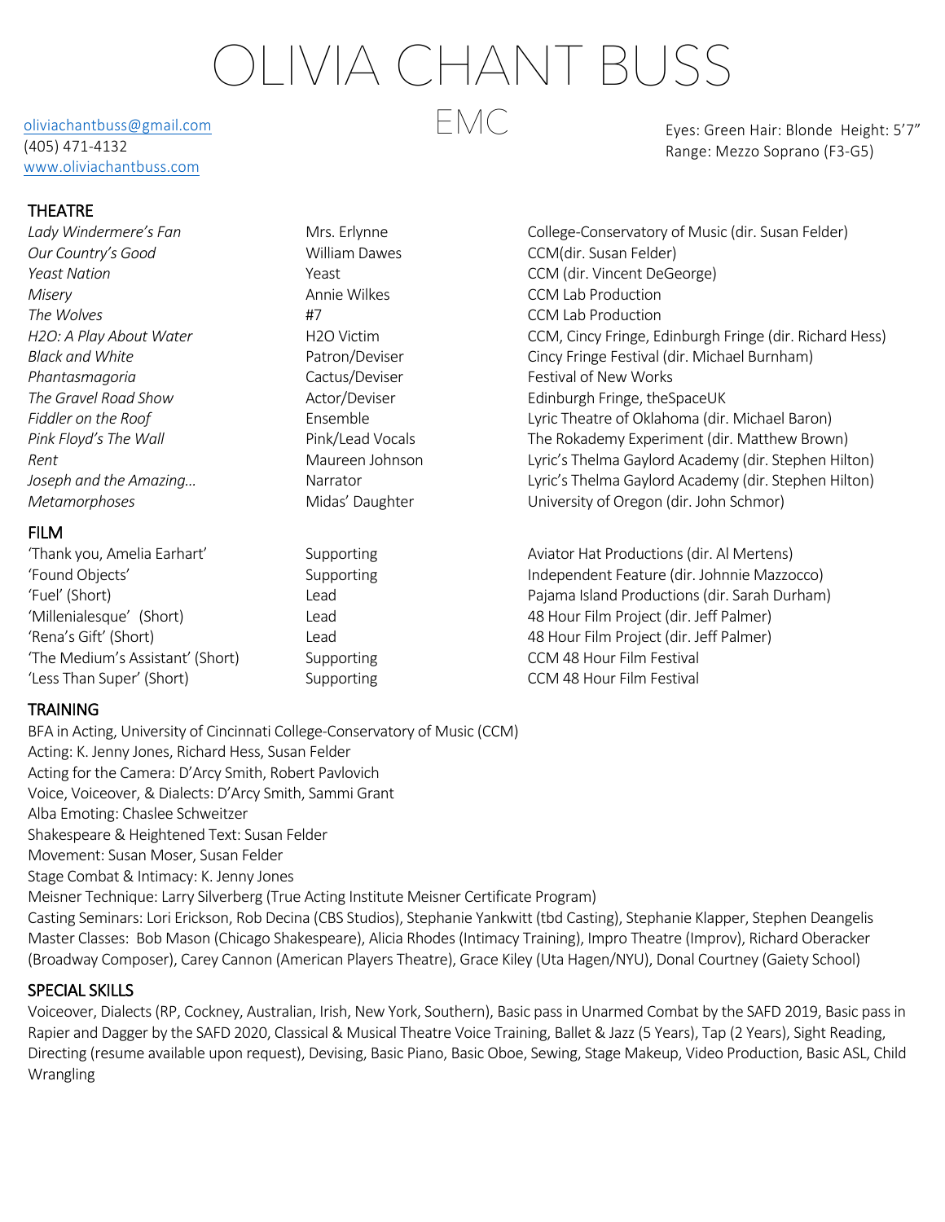# OLIVIA CHANT BUSS

EMC

oliviachantbuss@gmail.com
(405) 471-4132
www.oliviachantbuss.com

Eyes: Green Hair: Blonde Height: 5'7"
Range: Mezzo Soprano (F3-G5)

## THEATRE

| | | |
|---|---|---|
| *Lady Windermere's Fan* | Mrs. Erlynne | College-Conservatory of Music (dir. Susan Felder) |
| *Our Country's Good* | William Dawes | CCM(dir. Susan Felder) |
| *Yeast Nation* | Yeast | CCM (dir. Vincent DeGeorge) |
| *Misery* | Annie Wilkes | CCM Lab Production |
| *The Wolves* | #7 | CCM Lab Production |
| *H2O: A Play About Water* | H2O Victim | CCM, Cincy Fringe, Edinburgh Fringe (dir. Richard Hess) |
| *Black and White* | Patron/Deviser | Cincy Fringe Festival (dir. Michael Burnham) |
| *Phantasmagoria* | Cactus/Deviser | Festival of New Works |
| *The Gravel Road Show* | Actor/Deviser | Edinburgh Fringe, theSpaceUK |
| *Fiddler on the Roof* | Ensemble | Lyric Theatre of Oklahoma (dir. Michael Baron) |
| *Pink Floyd's The Wall* | Pink/Lead Vocals | The Rokademy Experiment (dir. Matthew Brown) |
| *Rent* | Maureen Johnson | Lyric's Thelma Gaylord Academy (dir. Stephen Hilton) |
| *Joseph and the Amazing…* | Narrator | Lyric's Thelma Gaylord Academy (dir. Stephen Hilton) |
| *Metamorphoses* | Midas' Daughter | University of Oregon (dir. John Schmor) |

## FILM

| | | |
|---|---|---|
| 'Thank you, Amelia Earhart' | Supporting | Aviator Hat Productions (dir. Al Mertens) |
| 'Found Objects' | Supporting | Independent Feature (dir. Johnnie Mazzocco) |
| 'Fuel' (Short) | Lead | Pajama Island Productions (dir. Sarah Durham) |
| 'Millenialesque' (Short) | Lead | 48 Hour Film Project (dir. Jeff Palmer) |
| 'Rena's Gift' (Short) | Lead | 48 Hour Film Project (dir. Jeff Palmer) |
| 'The Medium's Assistant' (Short) | Supporting | CCM 48 Hour Film Festival |
| 'Less Than Super' (Short) | Supporting | CCM 48 Hour Film Festival |

## TRAINING

BFA in Acting, University of Cincinnati College-Conservatory of Music (CCM)
Acting: K. Jenny Jones, Richard Hess, Susan Felder
Acting for the Camera: D'Arcy Smith, Robert Pavlovich
Voice, Voiceover, & Dialects: D'Arcy Smith, Sammi Grant
Alba Emoting: Chaslee Schweitzer
Shakespeare & Heightened Text: Susan Felder
Movement: Susan Moser, Susan Felder
Stage Combat & Intimacy: K. Jenny Jones
Meisner Technique: Larry Silverberg (True Acting Institute Meisner Certificate Program)
Casting Seminars: Lori Erickson, Rob Decina (CBS Studios), Stephanie Yankwitt (tbd Casting), Stephanie Klapper, Stephen Deangelis
Master Classes: Bob Mason (Chicago Shakespeare), Alicia Rhodes (Intimacy Training), Impro Theatre (Improv), Richard Oberacker (Broadway Composer), Carey Cannon (American Players Theatre), Grace Kiley (Uta Hagen/NYU), Donal Courtney (Gaiety School)

## SPECIAL SKILLS

Voiceover, Dialects (RP, Cockney, Australian, Irish, New York, Southern), Basic pass in Unarmed Combat by the SAFD 2019, Basic pass in Rapier and Dagger by the SAFD 2020, Classical & Musical Theatre Voice Training, Ballet & Jazz (5 Years), Tap (2 Years), Sight Reading, Directing (resume available upon request), Devising, Basic Piano, Basic Oboe, Sewing, Stage Makeup, Video Production, Basic ASL, Child Wrangling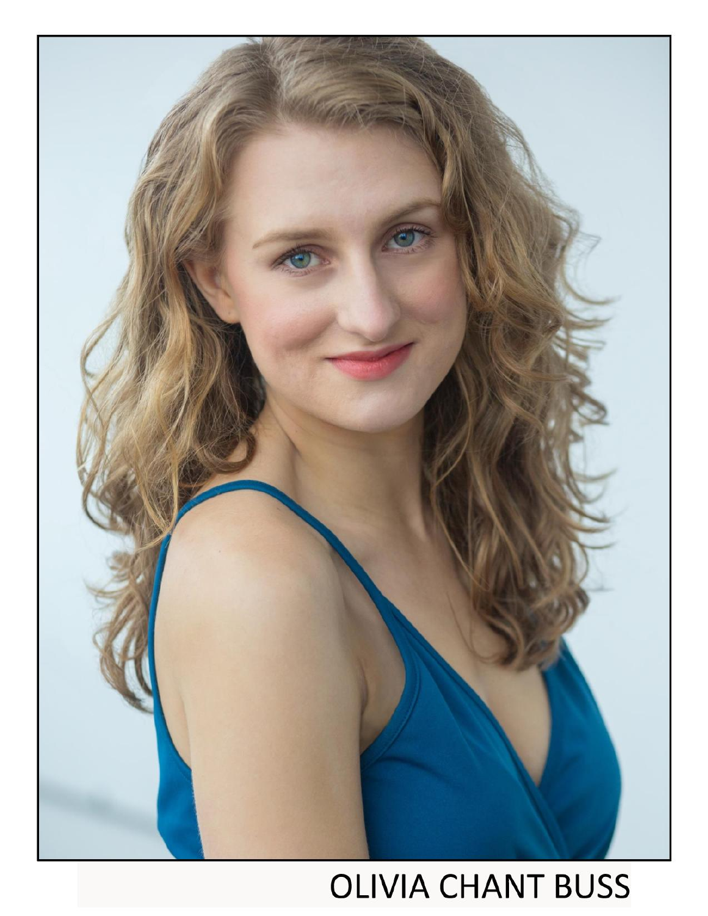OLIVIA CHANT BUSS